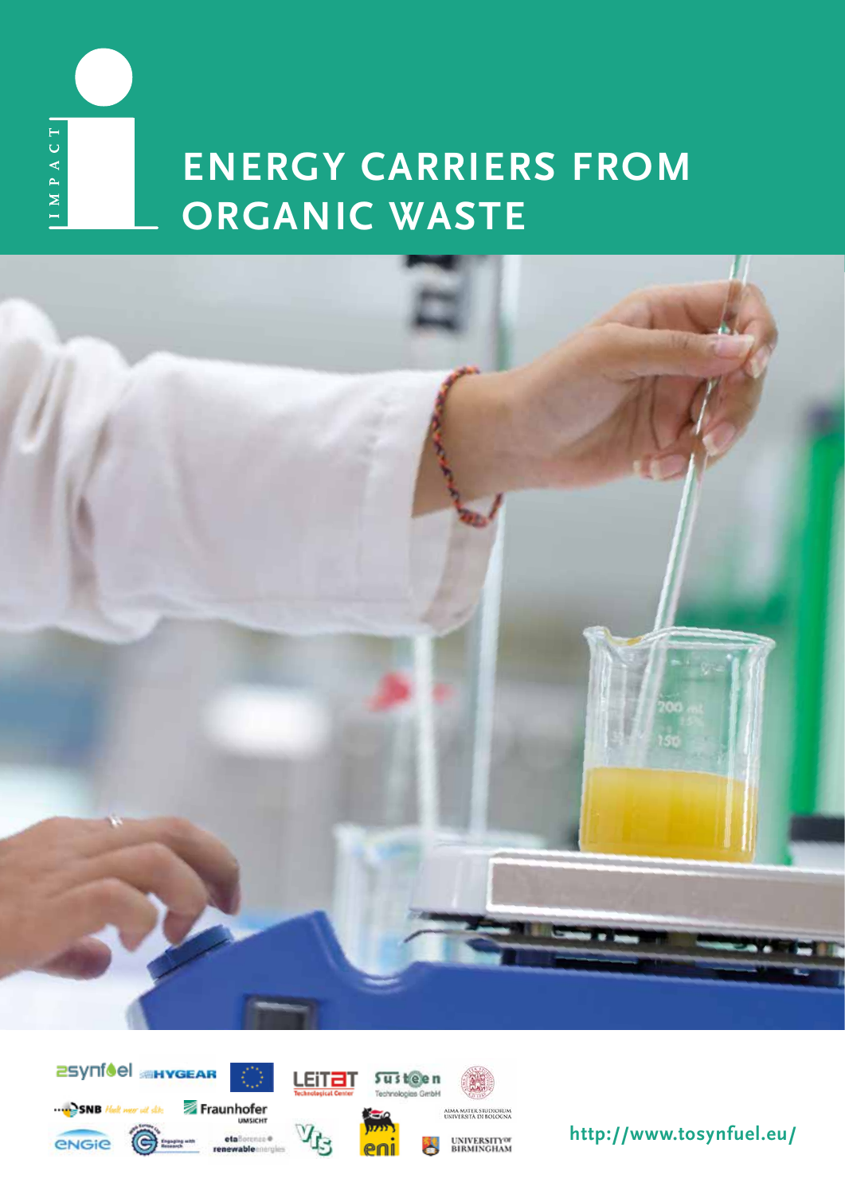IMPACT

# ENERGY CARRIERS FROM ORGANIC WASTE

http://www.tosynfuel.eu/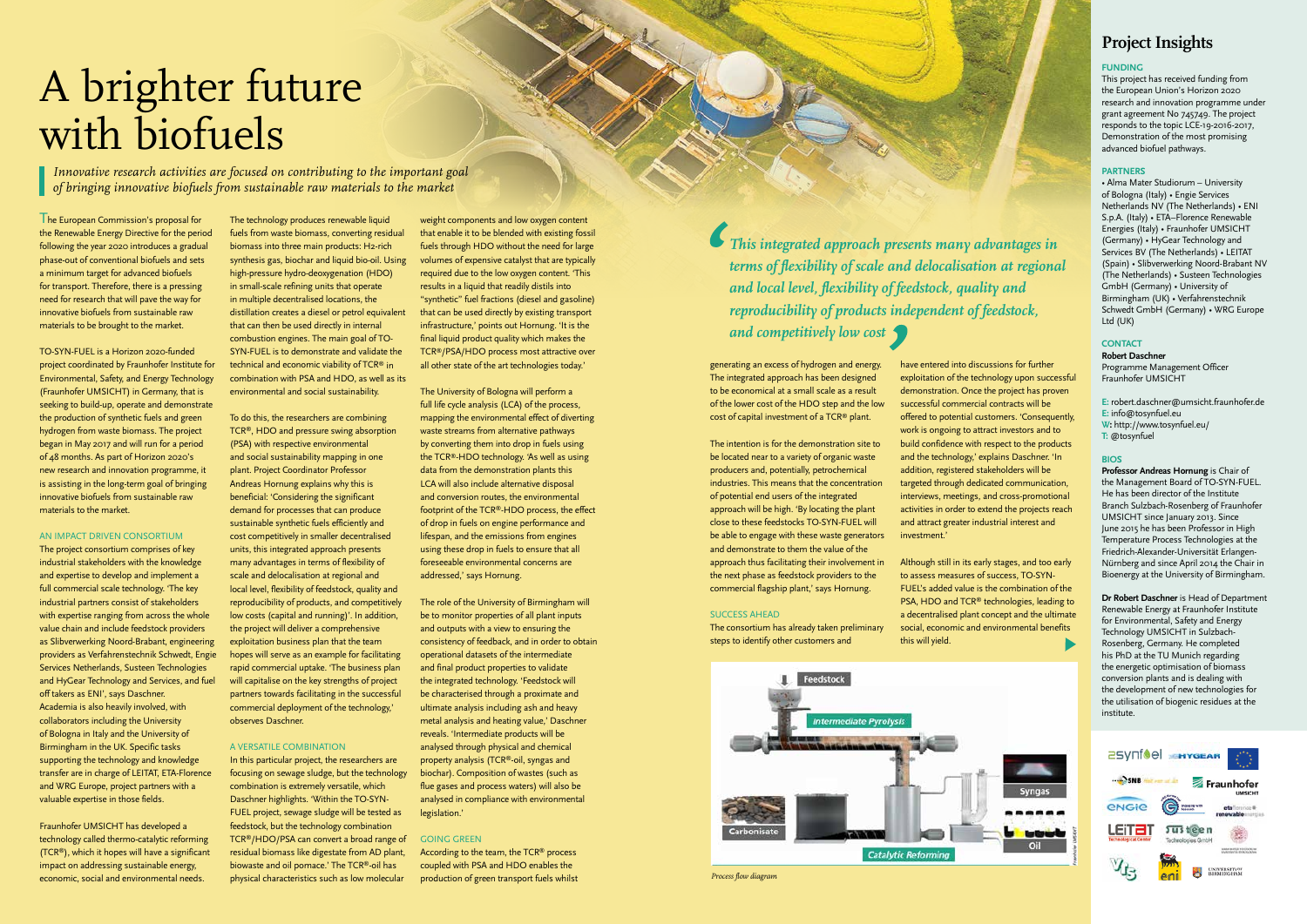# A brighter future with biofuels

*Innovative research activities are focused on contributing to the important goal of bringing innovative biofuels from sustainable raw materials to the market*

The European Commission's proposal for the Renewable Energy Directive for the period following the year 2020 introduces a gradual phase-out of conventional biofuels and sets a minimum target for advanced biofuels for transport. Therefore, there is a pressing need for research that will pave the way for innovative biofuels from sustainable raw materials to be brought to the market.

TO-SYN-FUEL is a Horizon 2020-funded project coordinated by Fraunhofer Institute for Environmental, Safety, and Energy Technology (Fraunhofer UMSICHT) in Germany, that is seeking to build-up, operate and demonstrate the production of synthetic fuels and green hydrogen from waste biomass. The project began in May 2017 and will run for a period of 48 months. As part of Horizon 2020's new research and innovation programme, it is assisting in the long-term goal of bringing innovative biofuels from sustainable raw materials to the market.

## AN IMPACT DRIVEN CONSORTIUM

The project consortium comprises of key industrial stakeholders with the knowledge and expertise to develop and implement a full commercial scale technology. 'The key industrial partners consist of stakeholders with expertise ranging from across the whole value chain and include feedstock providers as Slibverwerking Noord-Brabant, engineering providers as Verfahrenstechnik Schwedt, Engie Services Netherlands, Susteen Technologies and HyGear Technology and Services, and fuel off takers as ENI', says Daschner. Academia is also heavily involved, with collaborators including the University of Bologna in Italy and the University of Birmingham in the UK. Specific tasks supporting the technology and knowledge transfer are in charge of LEITAT, ETA-Florence and WRG Europe, project partners with a valuable expertise in those fields.

Fraunhofer UMSICHT has developed a technology called thermo-catalytic reforming (TCR®), which it hopes will have a significant impact on addressing sustainable energy, economic, social and environmental needs.

The technology produces renewable liquid fuels from waste biomass, converting residual biomass into three main products: H2-rich synthesis gas, biochar and liquid bio-oil. Using high-pressure hydro-deoxygenation (HDO) in small-scale refining units that operate in multiple decentralised locations, the distillation creates a diesel or petrol equivalent that can then be used directly in internal combustion engines. The main goal of TO-SYN-FUEL is to demonstrate and validate the technical and economic viability of TCR® in combination with PSA and HDO, as well as its environmental and social sustainability.

To do this, the researchers are combining TCR®, HDO and pressure swing absorption (PSA) with respective environmental and social sustainability mapping in one plant. Project Coordinator Professor Andreas Hornung explains why this is beneficial: 'Considering the significant demand for processes that can produce sustainable synthetic fuels efficiently and cost competitively in smaller decentralised units, this integrated approach presents many advantages in terms of flexibility of scale and delocalisation at regional and local level, flexibility of feedstock, quality and reproducibility of products, and competitively low costs (capital and running)'. In addition, the project will deliver a comprehensive exploitation business plan that the team hopes will serve as an example for facilitating rapid commercial uptake. 'The business plan will capitalise on the key strengths of project partners towards facilitating in the successful commercial deployment of the technology,' observes Daschner.

## A VERSATILE COMBINATION

In this particular project, the researchers are focusing on sewage sludge, but the technology combination is extremely versatile, which Daschner highlights. 'Within the TO-SYN-FUEL project, sewage sludge will be tested as feedstock, but the technology combination TCR®/HDO/PSA can convert a broad range of residual biomass like digestate from AD plant, biowaste and oil pomace.' The TCR®-oil has physical characteristics such as low molecular weight components and low oxygen content that enable it to be blended with existing fossil fuels through HDO without the need for large volumes of expensive catalyst that are typically required due to the low oxygen content. 'This results in a liquid that readily distils into "synthetic" fuel fractions (diesel and gasoline) that can be used directly by existing transport infrastructure,' points out Hornung. 'It is the final liquid product quality which makes the TCR®/PSA/HDO process most attractive over all other state of the art technologies today.'

The University of Bologna will perform a full life cycle analysis (LCA) of the process, mapping the environmental effect of diverting waste streams from alternative pathways by converting them into drop in fuels using the TCR®-HDO technology. 'As well as using data from the demonstration plants this LCA will also include alternative disposal and conversion routes, the environmental footprint of the TCR®-HDO process, the effect of drop in fuels on engine performance and lifespan, and the emissions from engines using these drop in fuels to ensure that all foreseeable environmental concerns are addressed,' says Hornung.

The role of the University of Birmingham will be to monitor properties of all plant inputs and outputs with a view to ensuring the consistency of feedback, and in order to obtain operational datasets of the intermediate and final product properties to validate the integrated technology. 'Feedstock will be characterised through a proximate and ultimate analysis including ash and heavy metal analysis and heating value,' Daschner reveals. 'Intermediate products will be analysed through physical and chemical property analysis (TCR®-oil, syngas and biochar). Composition of wastes (such as flue gases and process waters) will also be analysed in compliance with environmental legislation.'

## GOING GREEN

According to the team, the TCR® process coupled with PSA and HDO enables the production of green transport fuels whilst generating an excess of hydrogen and energy. The integrated approach has been designed to be economical at a small scale as a result of the lower cost of the HDO step and the low cost of capital investment of a TCR® plant.

> *This integrated approach presents many advantages in terms of flexibility of scale and delocalisation at regional and local level, flexibility of feedstock, quality and reproducibility of products independent of feedstock, and competitively low cost*

The intention is for the demonstration site to be located near to a variety of organic waste producers and, potentially, petrochemical industries. This means that the concentration of potential end users of the integrated approach will be high. 'By locating the plant close to these feedstocks TO-SYN-FUEL will be able to engage with these waste generators and demonstrate to them the value of the approach thus facilitating their involvement in the next phase as feedstock providers to the commercial flagship plant,' says Hornung.

## SUCCESS AHEAD

The consortium has already taken preliminary steps to identify other customers and have entered into discussions for further exploitation of the technology upon successful demonstration. Once the project has proven successful commercial contracts will be offered to potential customers. 'Consequently, work is ongoing to attract investors and to build confidence with respect to the products and the technology,' explains Daschner. 'In addition, registered stakeholders will be targeted through dedicated communication, interviews, meetings, and cross-promotional activities in order to extend the projects reach and attract greater industrial interest and investment.'

Although still in its early stages, and too early to assess measures of success, TO-SYN-FUEL's added value is the combination of the PSA, HDO and TCR® technologies, leading to a decentralised plant concept and the ultimate social, economic and environmental benefits this will yield.

Feedstock

Intermediate Pyrolysis

Syngas

Carbonisate

Oil

Catalytic Reforming

Fraunhofer UMSICHT

*Process flow diagram*

## Project Insights

### FUNDING

This project has received funding from the European Union's Horizon 2020 research and innovation programme under grant agreement No 745749. The project responds to the topic LCE-19-2016-2017, Demonstration of the most promising advanced biofuel pathways.

### PARTNERS

• Alma Mater Studiorum – University of Bologna (Italy) • Engie Services Netherlands NV (The Netherlands) • ENI S.p.A. (Italy) • ETA–Florence Renewable Energies (Italy) • Fraunhofer UMSICHT (Germany) • HyGear Technology and Services BV (The Netherlands) • LEITAT (Spain) • Slibverwerking Noord-Brabant NV (The Netherlands) • Susteen Technologies GmbH (Germany) • University of Birmingham (UK) • Verfahrenstechnik Schwedt GmbH (Germany) • WRG Europe Ltd (UK)

### CONTACT

**Robert Daschner**
Programme Management Officer
Fraunhofer UMSICHT

**E:** robert.daschner@umsicht.fraunhofer.de
**E:** info@tosynfuel.eu
**W:** http://www.tosynfuel.eu/
**T:** @tosynfuel

### BIOS

**Professor Andreas Hornung** is Chair of the Management Board of TO-SYN-FUEL. He has been director of the Institute Branch Sulzbach-Rosenberg of Fraunhofer UMSICHT since January 2013. Since June 2015 he has been Professor in High Temperature Process Technologies at the Friedrich-Alexander-Universität Erlangen-Nürnberg and since April 2014 the Chair in Bioenergy at the University of Birmingham.

**Dr Robert Daschner** is Head of Department Renewable Energy at Fraunhofer Institute for Environmental, Safety and Energy Technology UMSICHT in Sulzbach-Rosenberg, Germany. He completed his PhD at the TU Munich regarding the energetic optimisation of biomass conversion plants and is dealing with the development of new technologies for the utilisation of biogenic residues at the institute.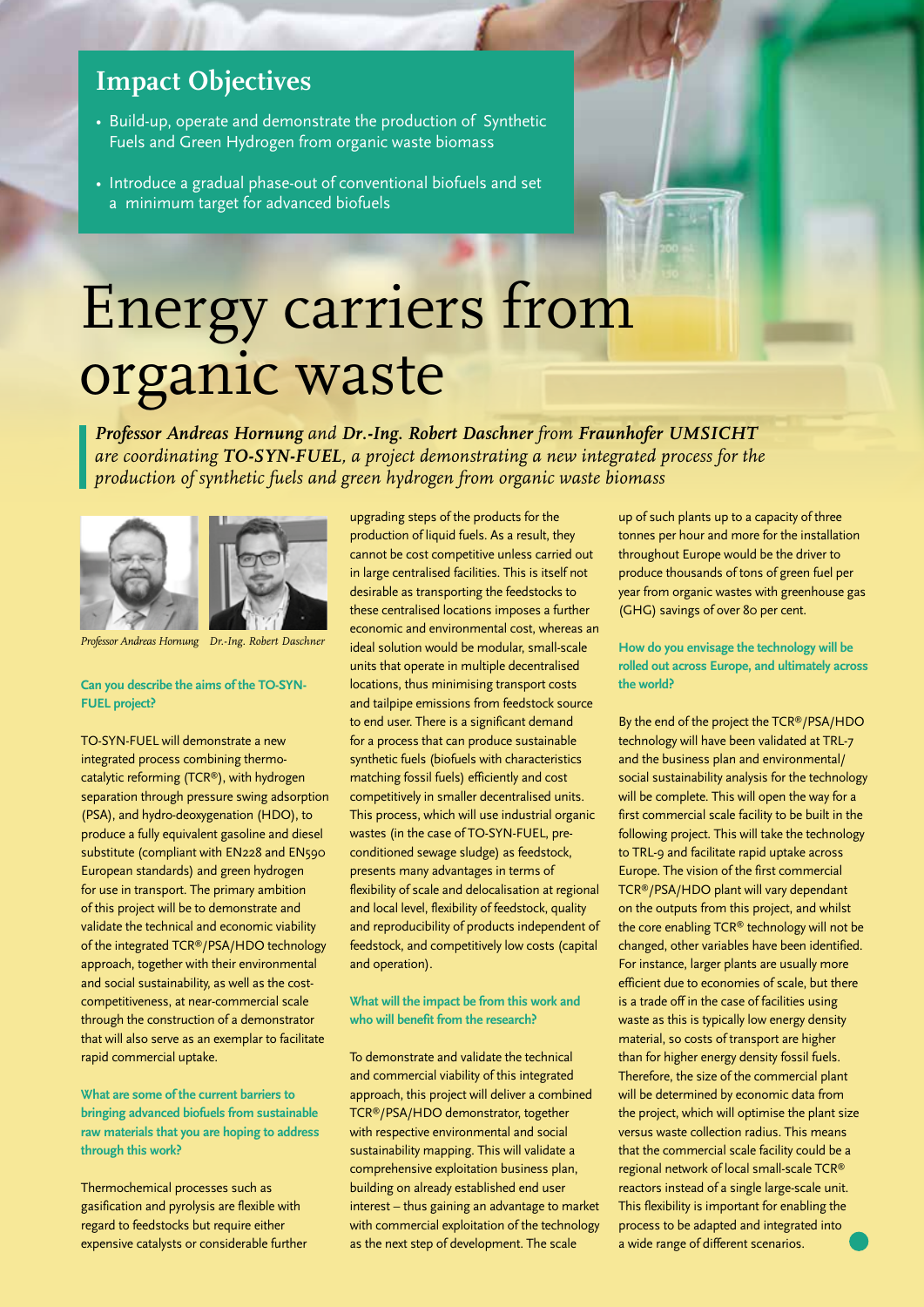## Impact Objectives

- Build-up, operate and demonstrate the production of Synthetic Fuels and Green Hydrogen from organic waste biomass
- Introduce a gradual phase-out of conventional biofuels and set a minimum target for advanced biofuels

# Energy carriers from organic waste

***Professor Andreas Hornung** and **Dr.-Ing. Robert Daschner** from **Fraunhofer UMSICHT** are coordinating **TO-SYN-FUEL**, a project demonstrating a new integrated process for the production of synthetic fuels and green hydrogen from organic waste biomass*

*Professor Andreas Hornung* *Dr.-Ing. Robert Daschner*

**Can you describe the aims of the TO-SYN-FUEL project?**

TO-SYN-FUEL will demonstrate a new integrated process combining thermo-catalytic reforming (TCR®), with hydrogen separation through pressure swing adsorption (PSA), and hydro-deoxygenation (HDO), to produce a fully equivalent gasoline and diesel substitute (compliant with EN228 and EN590 European standards) and green hydrogen for use in transport. The primary ambition of this project will be to demonstrate and validate the technical and economic viability of the integrated TCR®/PSA/HDO technology approach, together with their environmental and social sustainability, as well as the cost-competitiveness, at near-commercial scale through the construction of a demonstrator that will also serve as an exemplar to facilitate rapid commercial uptake.

**What are some of the current barriers to bringing advanced biofuels from sustainable raw materials that you are hoping to address through this work?**

Thermochemical processes such as gasification and pyrolysis are flexible with regard to feedstocks but require either expensive catalysts or considerable further upgrading steps of the products for the production of liquid fuels. As a result, they cannot be cost competitive unless carried out in large centralised facilities. This is itself not desirable as transporting the feedstocks to these centralised locations imposes a further economic and environmental cost, whereas an ideal solution would be modular, small-scale units that operate in multiple decentralised locations, thus minimising transport costs and tailpipe emissions from feedstock source to end user. There is a significant demand for a process that can produce sustainable synthetic fuels (biofuels with characteristics matching fossil fuels) efficiently and cost competitively in smaller decentralised units. This process, which will use industrial organic wastes (in the case of TO-SYN-FUEL, pre-conditioned sewage sludge) as feedstock, presents many advantages in terms of flexibility of scale and delocalisation at regional and local level, flexibility of feedstock, quality and reproducibility of products independent of feedstock, and competitively low costs (capital and operation).

**What will the impact be from this work and who will benefit from the research?**

To demonstrate and validate the technical and commercial viability of this integrated approach, this project will deliver a combined TCR®/PSA/HDO demonstrator, together with respective environmental and social sustainability mapping. This will validate a comprehensive exploitation business plan, building on already established end user interest – thus gaining an advantage to market with commercial exploitation of the technology as the next step of development. The scale up of such plants up to a capacity of three tonnes per hour and more for the installation throughout Europe would be the driver to produce thousands of tons of green fuel per year from organic wastes with greenhouse gas (GHG) savings of over 80 per cent.

**How do you envisage the technology will be rolled out across Europe, and ultimately across the world?**

By the end of the project the TCR®/PSA/HDO technology will have been validated at TRL-7 and the business plan and environmental/social sustainability analysis for the technology will be complete. This will open the way for a first commercial scale facility to be built in the following project. This will take the technology to TRL-9 and facilitate rapid uptake across Europe. The vision of the first commercial TCR®/PSA/HDO plant will vary dependant on the outputs from this project, and whilst the core enabling TCR® technology will not be changed, other variables have been identified. For instance, larger plants are usually more efficient due to economies of scale, but there is a trade off in the case of facilities using waste as this is typically low energy density material, so costs of transport are higher than for higher energy density fossil fuels. Therefore, the size of the commercial plant will be determined by economic data from the project, which will optimise the plant size versus waste collection radius. This means that the commercial scale facility could be a regional network of local small-scale TCR® reactors instead of a single large-scale unit. This flexibility is important for enabling the process to be adapted and integrated into a wide range of different scenarios.